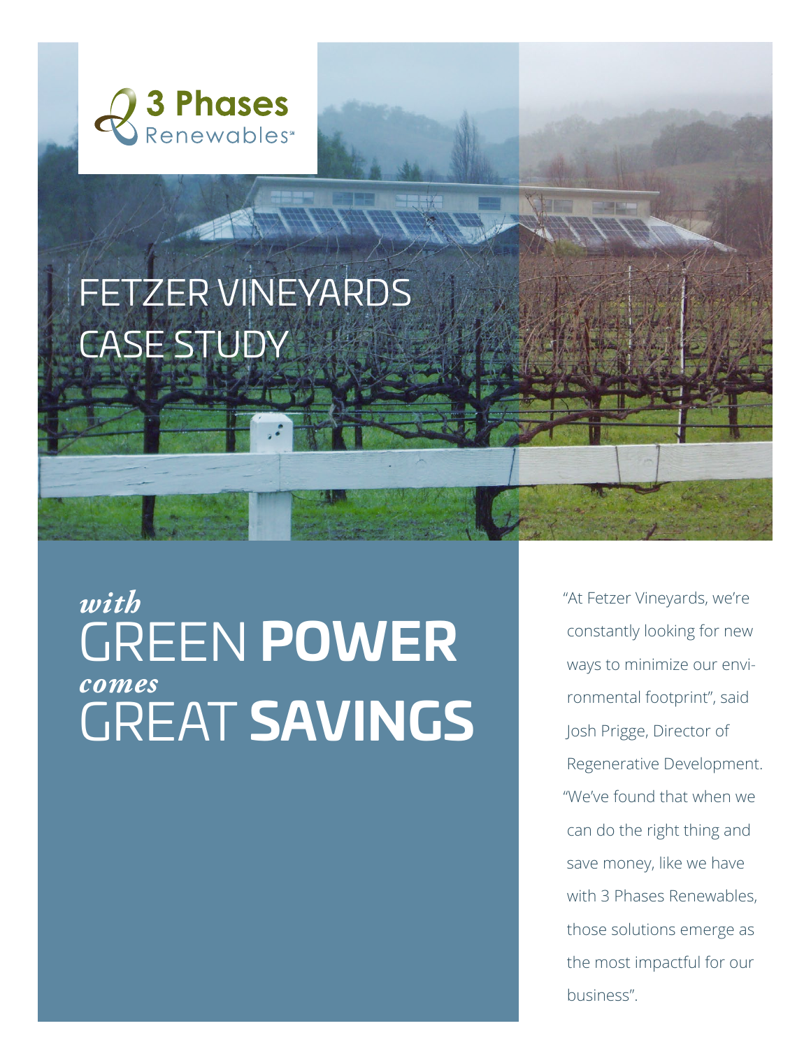3 Phases Renewables℠

# FETZER VINEYARDS CASE STUDY

## *with* GREEN **POWER** *comes* GREAT **SAVINGS**

"At Fetzer Vineyards, we're constantly looking for new ways to minimize our environmental footprint", said Josh Prigge, Director of Regenerative Development. "We've found that when we can do the right thing and save money, like we have with 3 Phases Renewables, those solutions emerge as the most impactful for our business".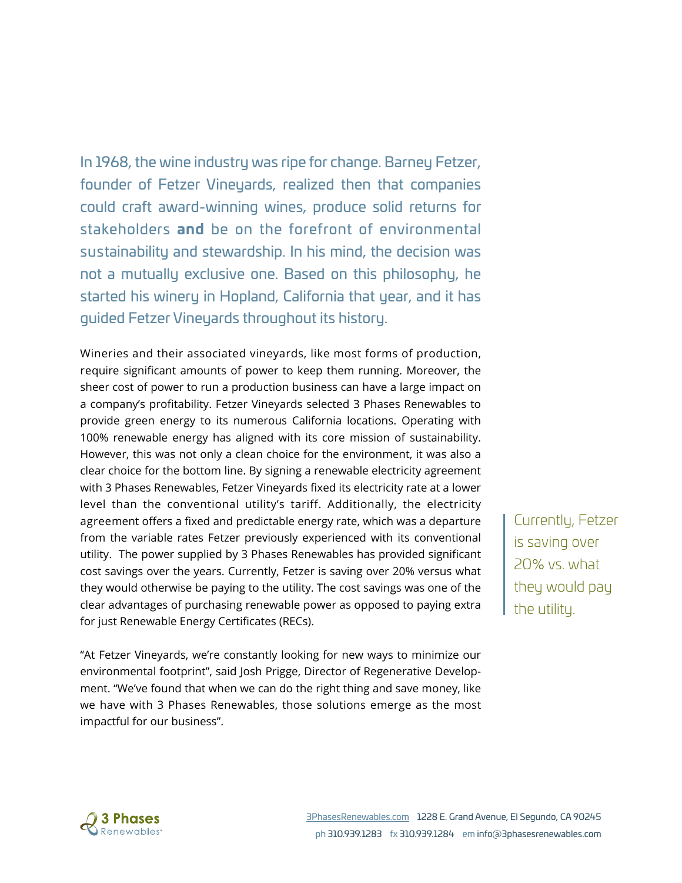In 1968, the wine industry was ripe for change. Barney Fetzer, founder of Fetzer Vineyards, realized then that companies could craft award-winning wines, produce solid returns for stakeholders **and** be on the forefront of environmental sustainability and stewardship. In his mind, the decision was not a mutually exclusive one. Based on this philosophy, he started his winery in Hopland, California that year, and it has guided Fetzer Vineyards throughout its history.

Wineries and their associated vineyards, like most forms of production, require significant amounts of power to keep them running. Moreover, the sheer cost of power to run a production business can have a large impact on a company's profitability. Fetzer Vineyards selected 3 Phases Renewables to provide green energy to its numerous California locations. Operating with 100% renewable energy has aligned with its core mission of sustainability. However, this was not only a clean choice for the environment, it was also a clear choice for the bottom line. By signing a renewable electricity agreement with 3 Phases Renewables, Fetzer Vineyards fixed its electricity rate at a lower level than the conventional utility's tariff. Additionally, the electricity agreement offers a fixed and predictable energy rate, which was a departure from the variable rates Fetzer previously experienced with its conventional utility. The power supplied by 3 Phases Renewables has provided significant cost savings over the years. Currently, Fetzer is saving over 20% versus what they would otherwise be paying to the utility. The cost savings was one of the clear advantages of purchasing renewable power as opposed to paying extra for just Renewable Energy Certificates (RECs).

> Currently, Fetzer is saving over 20% vs. what they would pay the utility.

"At Fetzer Vineyards, we're constantly looking for new ways to minimize our environmental footprint", said Josh Prigge, Director of Regenerative Development. "We've found that when we can do the right thing and save money, like we have with 3 Phases Renewables, those solutions emerge as the most impactful for our business".

3 Phases Renewables

3PhasesRenewables.com 1228 E. Grand Avenue, El Segundo, CA 90245
ph 310.939.1283 fx 310.939.1284 em info@3phasesrenewables.com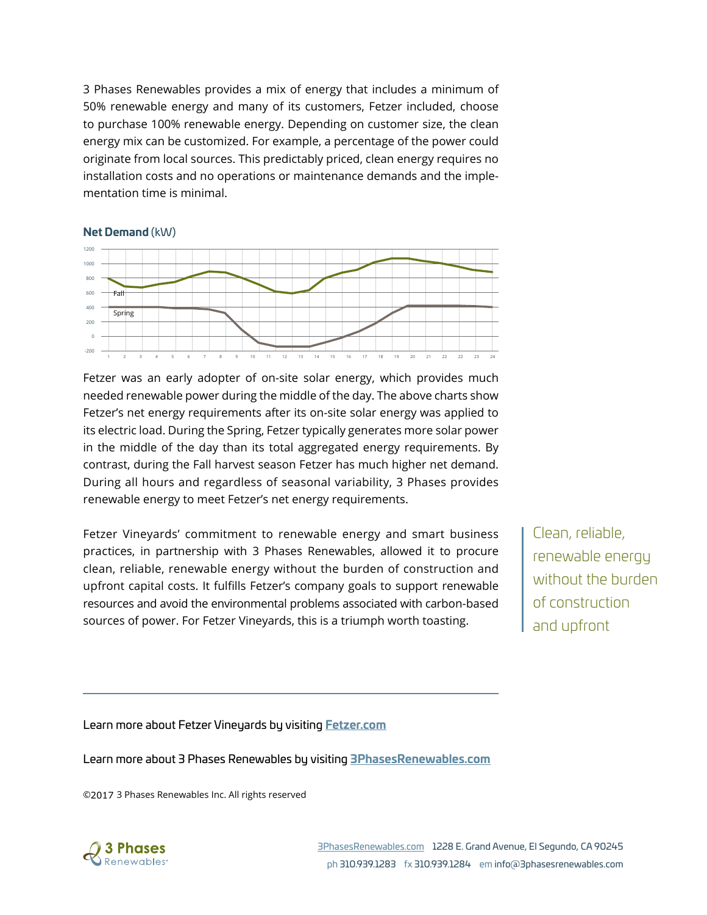3 Phases Renewables provides a mix of energy that includes a minimum of 50% renewable energy and many of its customers, Fetzer included, choose to purchase 100% renewable energy. Depending on customer size, the clean energy mix can be customized. For example, a percentage of the power could originate from local sources. This predictably priced, clean energy requires no installation costs and no operations or maintenance demands and the implementation time is minimal.

**Net Demand** (kW)

1200
1000
800
600
400
200
0
-200

Fall
Spring

1 2 3 4 5 6 7 8 9 10 11 12 13 14 15 16 17 18 19 20 21 22 22 23 24

Fetzer was an early adopter of on-site solar energy, which provides much needed renewable power during the middle of the day. The above charts show Fetzer's net energy requirements after its on-site solar energy was applied to its electric load. During the Spring, Fetzer typically generates more solar power in the middle of the day than its total aggregated energy requirements. By contrast, during the Fall harvest season Fetzer has much higher net demand. During all hours and regardless of seasonal variability, 3 Phases provides renewable energy to meet Fetzer's net energy requirements.

Fetzer Vineyards' commitment to renewable energy and smart business practices, in partnership with 3 Phases Renewables, allowed it to procure clean, reliable, renewable energy without the burden of construction and upfront capital costs. It fulfills Fetzer's company goals to support renewable resources and avoid the environmental problems associated with carbon-based sources of power. For Fetzer Vineyards, this is a triumph worth toasting.

> Clean, reliable, renewable energy without the burden of construction and upfront

---

Learn more about Fetzer Vineyards by visiting **Fetzer.com**

Learn more about 3 Phases Renewables by visiting **3PhasesRenewables.com**

©2017 3 Phases Renewables Inc. All rights reserved

3 Phases Renewables

3PhasesRenewables.com 1228 E. Grand Avenue, El Segundo, CA 90245
ph 310.939.1283 fx 310.939.1284 em info@3phasesrenewables.com